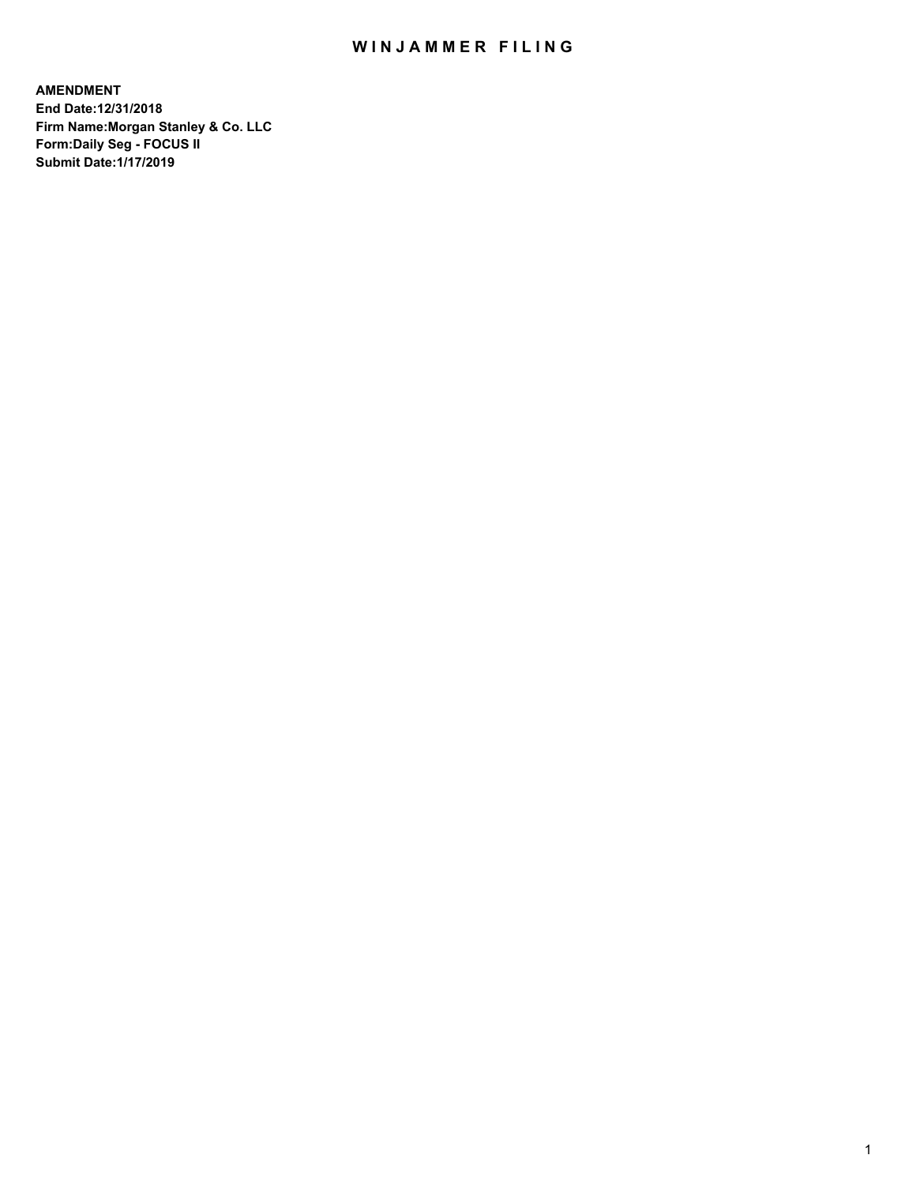# WINJAMMER FILING

**AMENDMENT**
**End Date:12/31/2018**
**Firm Name:Morgan Stanley & Co. LLC**
**Form:Daily Seg - FOCUS II**
**Submit Date:1/17/2019**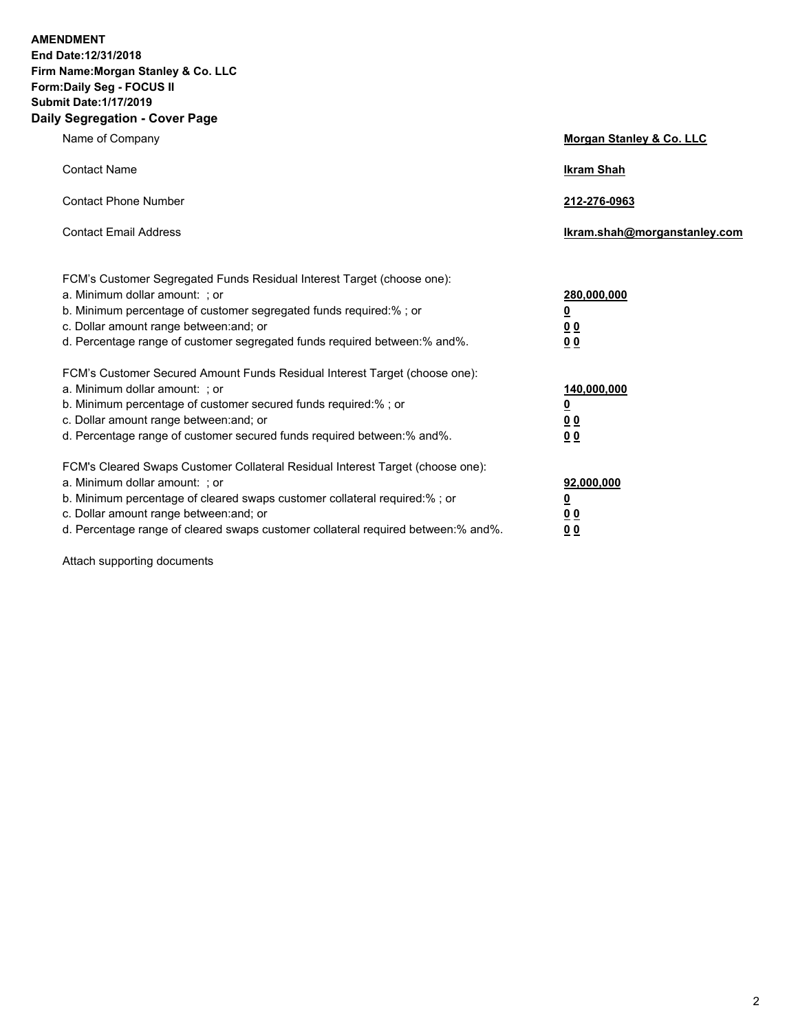**AMENDMENT**
**End Date:12/31/2018**
**Firm Name:Morgan Stanley & Co. LLC**
**Form:Daily Seg - FOCUS II**
**Submit Date:1/17/2019**

## Daily Segregation - Cover Page

| | |
|---|---|
| Name of Company | **Morgan Stanley & Co. LLC** |
| Contact Name | **Ikram Shah** |
| Contact Phone Number | **212-276-0963** |
| Contact Email Address | **Ikram.shah@morganstanley.com** |

FCM's Customer Segregated Funds Residual Interest Target (choose one):

| | |
|---|---|
| a. Minimum dollar amount: ; or | **280,000,000** |
| b. Minimum percentage of customer segregated funds required:% ; or | **0** |
| c. Dollar amount range between:and; or | **0 0** |
| d. Percentage range of customer segregated funds required between:% and%. | **0 0** |

FCM's Customer Secured Amount Funds Residual Interest Target (choose one):

| | |
|---|---|
| a. Minimum dollar amount: ; or | **140,000,000** |
| b. Minimum percentage of customer secured funds required:% ; or | **0** |
| c. Dollar amount range between:and; or | **0 0** |
| d. Percentage range of customer secured funds required between:% and%. | **0 0** |

FCM's Cleared Swaps Customer Collateral Residual Interest Target (choose one):

| | |
|---|---|
| a. Minimum dollar amount: ; or | **92,000,000** |
| b. Minimum percentage of cleared swaps customer collateral required:% ; or | **0** |
| c. Dollar amount range between:and; or | **0 0** |
| d. Percentage range of cleared swaps customer collateral required between:% and%. | **0 0** |

Attach supporting documents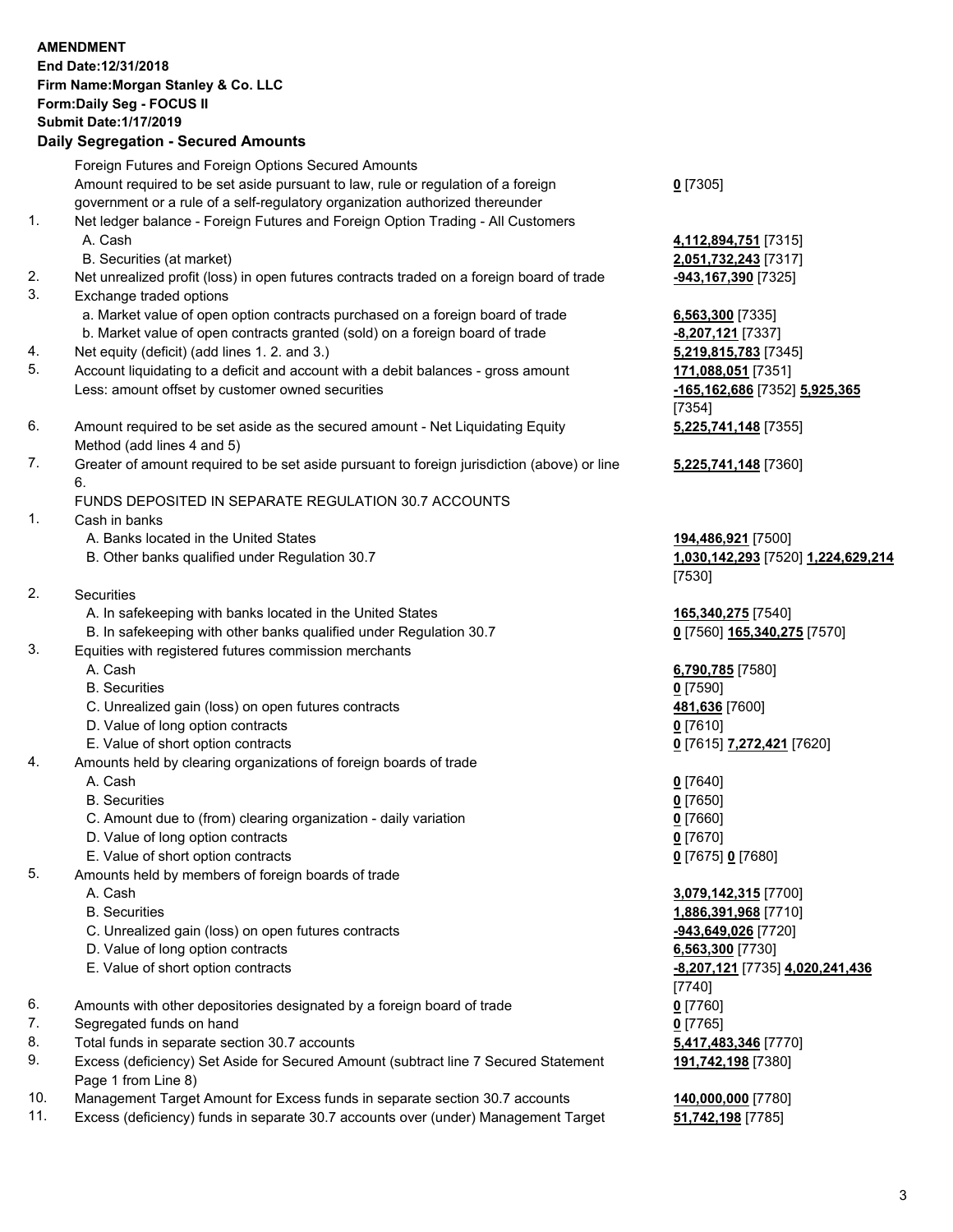**AMENDMENT**
**End Date:12/31/2018**
**Firm Name:Morgan Stanley & Co. LLC**
**Form:Daily Seg - FOCUS II**
**Submit Date:1/17/2019**

## Daily Segregation - Secured Amounts

| | | |
|---|---|---|
| | Foreign Futures and Foreign Options Secured Amounts | |
| | Amount required to be set aside pursuant to law, rule or regulation of a foreign government or a rule of a self-regulatory organization authorized thereunder | **0** [7305] |
| 1. | Net ledger balance - Foreign Futures and Foreign Option Trading - All Customers | |
| | A. Cash | **4,112,894,751** [7315] |
| | B. Securities (at market) | **2,051,732,243** [7317] |
| 2. | Net unrealized profit (loss) in open futures contracts traded on a foreign board of trade | **-943,167,390** [7325] |
| 3. | Exchange traded options | |
| | a. Market value of open option contracts purchased on a foreign board of trade | **6,563,300** [7335] |
| | b. Market value of open contracts granted (sold) on a foreign board of trade | **-8,207,121** [7337] |
| 4. | Net equity (deficit) (add lines 1. 2. and 3.) | **5,219,815,783** [7345] |
| 5. | Account liquidating to a deficit and account with a debit balances - gross amount | **171,088,051** [7351] |
| | Less: amount offset by customer owned securities | **-165,162,686** [7352] **5,925,365** [7354] |
| 6. | Amount required to be set aside as the secured amount - Net Liquidating Equity Method (add lines 4 and 5) | **5,225,741,148** [7355] |
| 7. | Greater of amount required to be set aside pursuant to foreign jurisdiction (above) or line 6. | **5,225,741,148** [7360] |
| | FUNDS DEPOSITED IN SEPARATE REGULATION 30.7 ACCOUNTS | |
| 1. | Cash in banks | |
| | A. Banks located in the United States | **194,486,921** [7500] |
| | B. Other banks qualified under Regulation 30.7 | **1,030,142,293** [7520] **1,224,629,214** [7530] |
| 2. | Securities | |
| | A. In safekeeping with banks located in the United States | **165,340,275** [7540] |
| | B. In safekeeping with other banks qualified under Regulation 30.7 | **0** [7560] **165,340,275** [7570] |
| 3. | Equities with registered futures commission merchants | |
| | A. Cash | **6,790,785** [7580] |
| | B. Securities | **0** [7590] |
| | C. Unrealized gain (loss) on open futures contracts | **481,636** [7600] |
| | D. Value of long option contracts | **0** [7610] |
| | E. Value of short option contracts | **0** [7615] **7,272,421** [7620] |
| 4. | Amounts held by clearing organizations of foreign boards of trade | |
| | A. Cash | **0** [7640] |
| | B. Securities | **0** [7650] |
| | C. Amount due to (from) clearing organization - daily variation | **0** [7660] |
| | D. Value of long option contracts | **0** [7670] |
| | E. Value of short option contracts | **0** [7675] **0** [7680] |
| 5. | Amounts held by members of foreign boards of trade | |
| | A. Cash | **3,079,142,315** [7700] |
| | B. Securities | **1,886,391,968** [7710] |
| | C. Unrealized gain (loss) on open futures contracts | **-943,649,026** [7720] |
| | D. Value of long option contracts | **6,563,300** [7730] |
| | E. Value of short option contracts | **-8,207,121** [7735] **4,020,241,436** [7740] |
| 6. | Amounts with other depositories designated by a foreign board of trade | **0** [7760] |
| 7. | Segregated funds on hand | **0** [7765] |
| 8. | Total funds in separate section 30.7 accounts | **5,417,483,346** [7770] |
| 9. | Excess (deficiency) Set Aside for Secured Amount (subtract line 7 Secured Statement Page 1 from Line 8) | **191,742,198** [7380] |
| 10. | Management Target Amount for Excess funds in separate section 30.7 accounts | **140,000,000** [7780] |
| 11. | Excess (deficiency) funds in separate 30.7 accounts over (under) Management Target | **51,742,198** [7785] |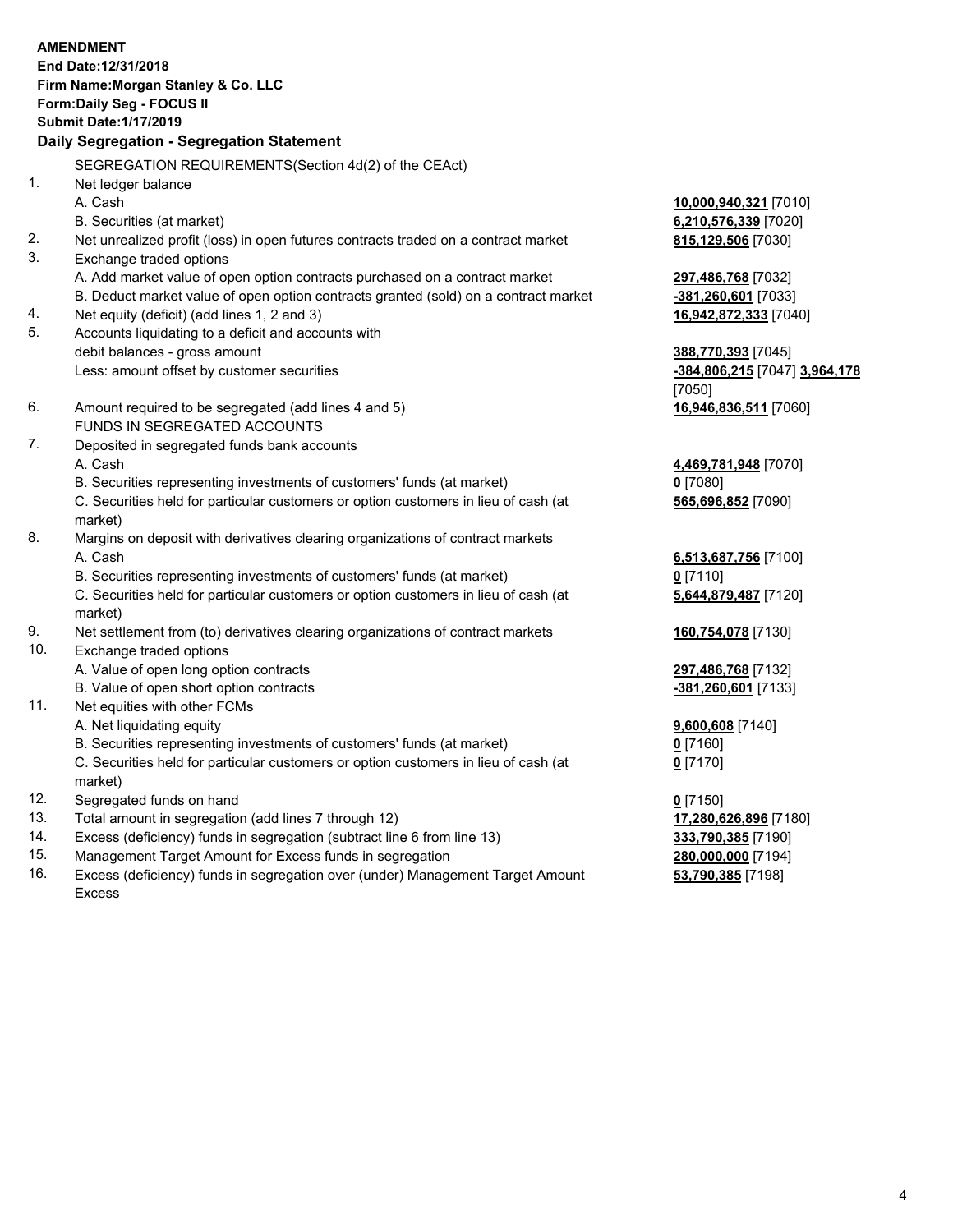**AMENDMENT**
**End Date:12/31/2018**
**Firm Name:Morgan Stanley & Co. LLC**
**Form:Daily Seg - FOCUS II**
**Submit Date:1/17/2019**

## Daily Segregation - Segregation Statement

SEGREGATION REQUIREMENTS(Section 4d(2) of the CEAct)

| | | |
|---|---|---|
| 1. | Net ledger balance | |
| | A. Cash | **10,000,940,321** [7010] |
| | B. Securities (at market) | **6,210,576,339** [7020] |
| 2. | Net unrealized profit (loss) in open futures contracts traded on a contract market | **815,129,506** [7030] |
| 3. | Exchange traded options | |
| | A. Add market value of open option contracts purchased on a contract market | **297,486,768** [7032] |
| | B. Deduct market value of open option contracts granted (sold) on a contract market | **-381,260,601** [7033] |
| 4. | Net equity (deficit) (add lines 1, 2 and 3) | **16,942,872,333** [7040] |
| 5. | Accounts liquidating to a deficit and accounts with debit balances - gross amount | **388,770,393** [7045] |
| | Less: amount offset by customer securities | **-384,806,215** [7047] **3,964,178** [7050] |
| 6. | Amount required to be segregated (add lines 4 and 5) | **16,946,836,511** [7060] |
| | FUNDS IN SEGREGATED ACCOUNTS | |
| 7. | Deposited in segregated funds bank accounts | |
| | A. Cash | **4,469,781,948** [7070] |
| | B. Securities representing investments of customers' funds (at market) | **0** [7080] |
| | C. Securities held for particular customers or option customers in lieu of cash (at market) | **565,696,852** [7090] |
| 8. | Margins on deposit with derivatives clearing organizations of contract markets | |
| | A. Cash | **6,513,687,756** [7100] |
| | B. Securities representing investments of customers' funds (at market) | **0** [7110] |
| | C. Securities held for particular customers or option customers in lieu of cash (at market) | **5,644,879,487** [7120] |
| 9. | Net settlement from (to) derivatives clearing organizations of contract markets | **160,754,078** [7130] |
| 10. | Exchange traded options | |
| | A. Value of open long option contracts | **297,486,768** [7132] |
| | B. Value of open short option contracts | **-381,260,601** [7133] |
| 11. | Net equities with other FCMs | |
| | A. Net liquidating equity | **9,600,608** [7140] |
| | B. Securities representing investments of customers' funds (at market) | **0** [7160] |
| | C. Securities held for particular customers or option customers in lieu of cash (at market) | **0** [7170] |
| 12. | Segregated funds on hand | **0** [7150] |
| 13. | Total amount in segregation (add lines 7 through 12) | **17,280,626,896** [7180] |
| 14. | Excess (deficiency) funds in segregation (subtract line 6 from line 13) | **333,790,385** [7190] |
| 15. | Management Target Amount for Excess funds in segregation | **280,000,000** [7194] |
| 16. | Excess (deficiency) funds in segregation over (under) Management Target Amount Excess | **53,790,385** [7198] |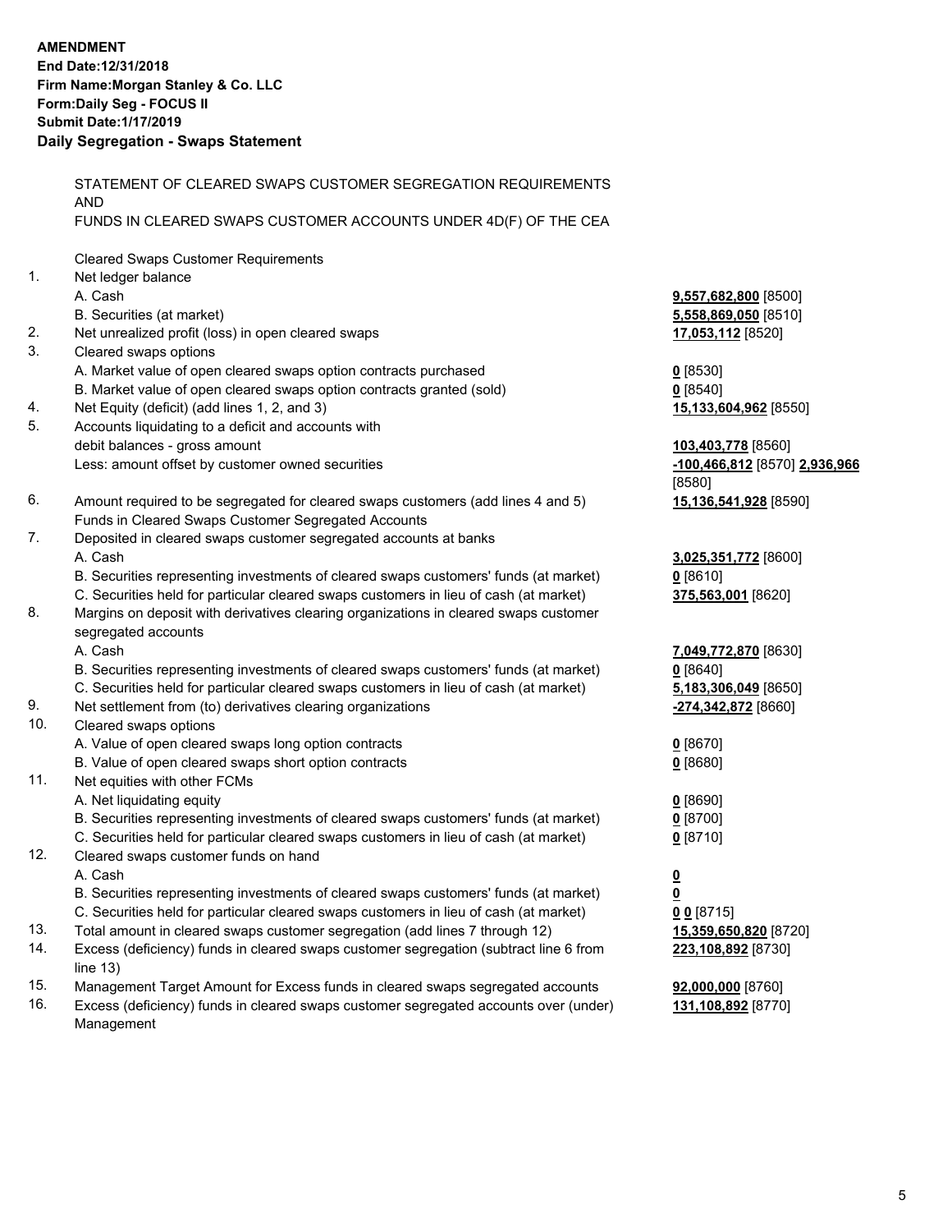**AMENDMENT**
**End Date:12/31/2018**
**Firm Name:Morgan Stanley & Co. LLC**
**Form:Daily Seg - FOCUS II**
**Submit Date:1/17/2019**
**Daily Segregation - Swaps Statement**

STATEMENT OF CLEARED SWAPS CUSTOMER SEGREGATION REQUIREMENTS AND FUNDS IN CLEARED SWAPS CUSTOMER ACCOUNTS UNDER 4D(F) OF THE CEA

| | | |
|---|---|---|
| | Cleared Swaps Customer Requirements | |
| 1. | Net ledger balance | |
| | A. Cash | **9,557,682,800** [8500] |
| | B. Securities (at market) | **5,558,869,050** [8510] |
| 2. | Net unrealized profit (loss) in open cleared swaps | **17,053,112** [8520] |
| 3. | Cleared swaps options | |
| | A. Market value of open cleared swaps option contracts purchased | **0** [8530] |
| | B. Market value of open cleared swaps option contracts granted (sold) | **0** [8540] |
| 4. | Net Equity (deficit) (add lines 1, 2, and 3) | **15,133,604,962** [8550] |
| 5. | Accounts liquidating to a deficit and accounts with debit balances - gross amount | **103,403,778** [8560] |
| | Less: amount offset by customer owned securities | **-100,466,812** [8570] **2,936,966** [8580] |
| 6. | Amount required to be segregated for cleared swaps customers (add lines 4 and 5) | **15,136,541,928** [8590] |
| | Funds in Cleared Swaps Customer Segregated Accounts | |
| 7. | Deposited in cleared swaps customer segregated accounts at banks | |
| | A. Cash | **3,025,351,772** [8600] |
| | B. Securities representing investments of cleared swaps customers' funds (at market) | **0** [8610] |
| | C. Securities held for particular cleared swaps customers in lieu of cash (at market) | **375,563,001** [8620] |
| 8. | Margins on deposit with derivatives clearing organizations in cleared swaps customer segregated accounts | |
| | A. Cash | **7,049,772,870** [8630] |
| | B. Securities representing investments of cleared swaps customers' funds (at market) | **0** [8640] |
| | C. Securities held for particular cleared swaps customers in lieu of cash (at market) | **5,183,306,049** [8650] |
| 9. | Net settlement from (to) derivatives clearing organizations | **-274,342,872** [8660] |
| 10. | Cleared swaps options | |
| | A. Value of open cleared swaps long option contracts | **0** [8670] |
| | B. Value of open cleared swaps short option contracts | **0** [8680] |
| 11. | Net equities with other FCMs | |
| | A. Net liquidating equity | **0** [8690] |
| | B. Securities representing investments of cleared swaps customers' funds (at market) | **0** [8700] |
| | C. Securities held for particular cleared swaps customers in lieu of cash (at market) | **0** [8710] |
| 12. | Cleared swaps customer funds on hand | |
| | A. Cash | **0** |
| | B. Securities representing investments of cleared swaps customers' funds (at market) | **0** |
| | C. Securities held for particular cleared swaps customers in lieu of cash (at market) | **0** **0** [8715] |
| 13. | Total amount in cleared swaps customer segregation (add lines 7 through 12) | **15,359,650,820** [8720] |
| 14. | Excess (deficiency) funds in cleared swaps customer segregation (subtract line 6 from line 13) | **223,108,892** [8730] |
| 15. | Management Target Amount for Excess funds in cleared swaps segregated accounts | **92,000,000** [8760] |
| 16. | Excess (deficiency) funds in cleared swaps customer segregated accounts over (under) Management | **131,108,892** [8770] |